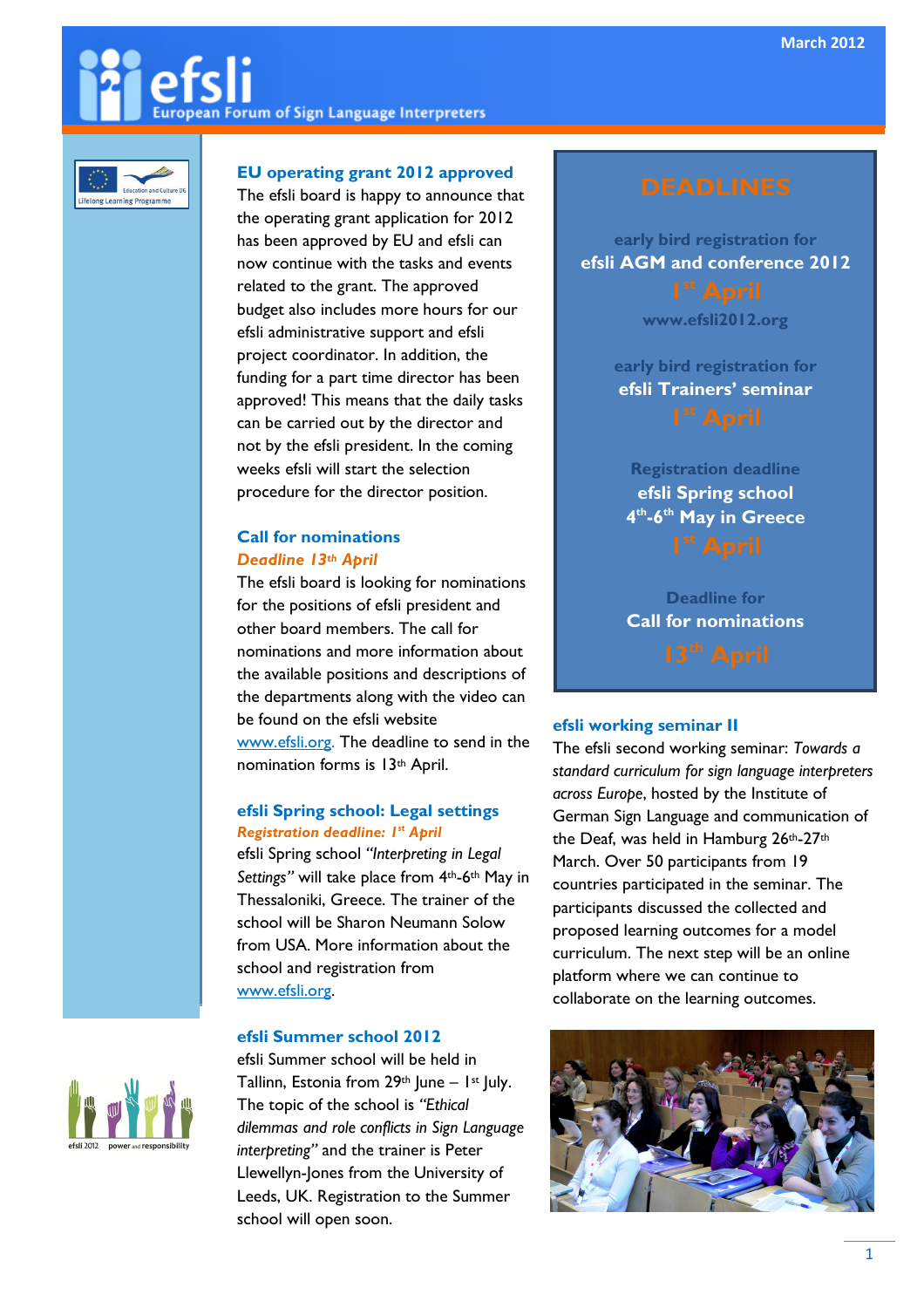March 2012

# efsli

European Forum of Sign Language Interpreters

## EU operating grant 2012 approved

The efsli board is happy to announce that the operating grant application for 2012 has been approved by EU and efsli can now continue with the tasks and events related to the grant. The approved budget also includes more hours for our efsli administrative support and efsli project coordinator. In addition, the funding for a part time director has been approved! This means that the daily tasks can be carried out by the director and not by the efsli president. In the coming weeks efsli will start the selection procedure for the director position.

## Call for nominations

***Deadline 13th April***

The efsli board is looking for nominations for the positions of efsli president and other board members. The call for nominations and more information about the available positions and descriptions of the departments along with the video can be found on the efsli website www.efsli.org. The deadline to send in the nomination forms is 13th April.

## efsli Spring school: Legal settings

***Registration deadline: 1st April***

efsli Spring school *"Interpreting in Legal Settings"* will take place from 4th-6th May in Thessaloniki, Greece. The trainer of the school will be Sharon Neumann Solow from USA. More information about the school and registration from www.efsli.org.

## efsli Summer school 2012

efsli Summer school will be held in Tallinn, Estonia from 29th June – 1st July. The topic of the school is *"Ethical dilemmas and role conflicts in Sign Language interpreting"* and the trainer is Peter Llewellyn-Jones from the University of Leeds, UK. Registration to the Summer school will open soon.

## DEADLINES

early bird registration for
**efsli AGM and conference 2012**
**1st April**
www.efsli2012.org

early bird registration for
**efsli Trainers' seminar**
**1st April**

Registration deadline
**efsli Spring school**
**4th-6th May in Greece**
**1st April**

Deadline for
**Call for nominations**
**13th April**

## efsli working seminar II

The efsli second working seminar: *Towards a standard curriculum for sign language interpreters across Europe*, hosted by the Institute of German Sign Language and communication of the Deaf, was held in Hamburg 26th-27th March. Over 50 participants from 19 countries participated in the seminar. The participants discussed the collected and proposed learning outcomes for a model curriculum. The next step will be an online platform where we can continue to collaborate on the learning outcomes.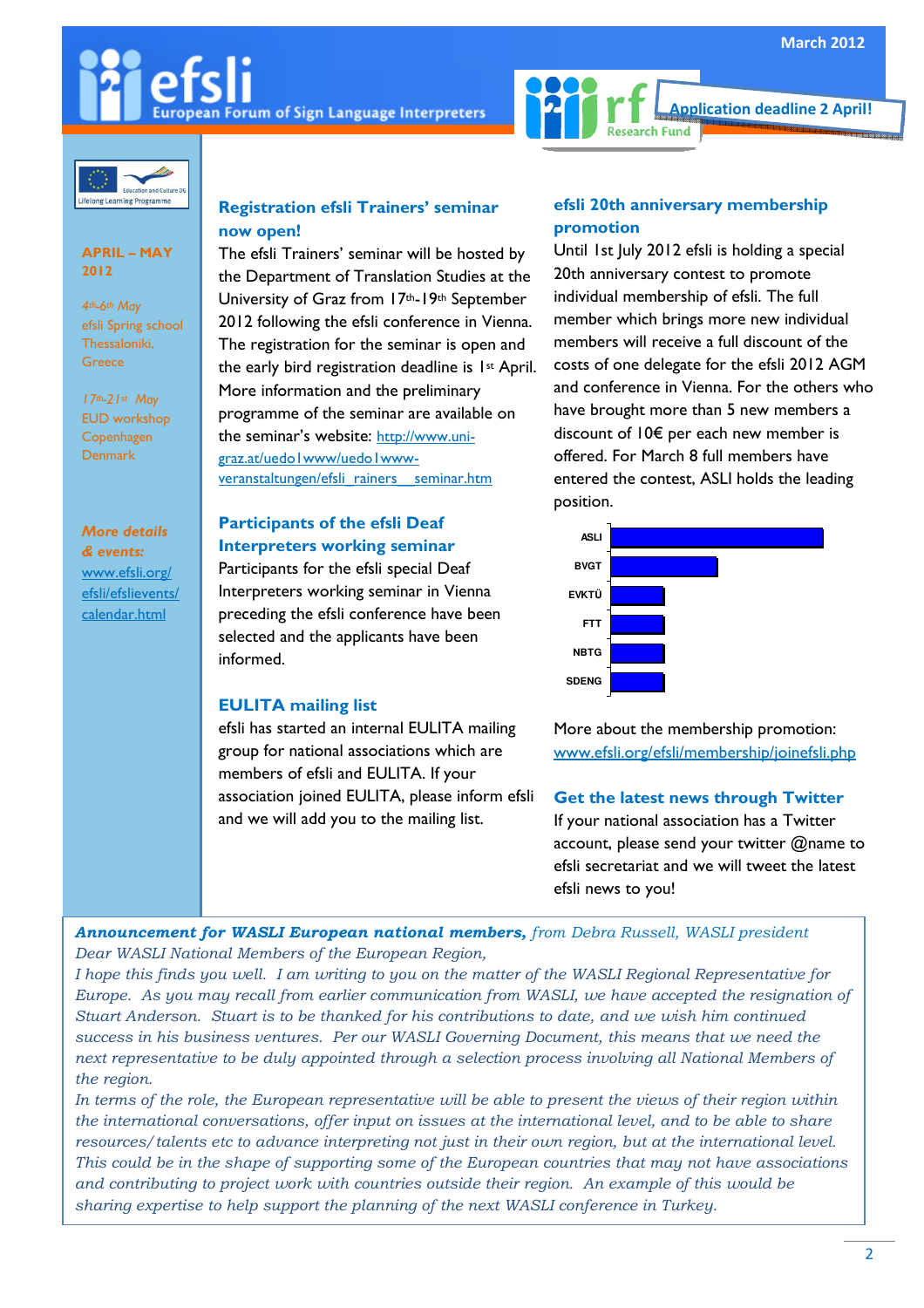March 2012

efsli European Forum of Sign Language Interpreters

rf Research Fund

Application deadline 2 April!

Lifelong Learning Programme

**APRIL – MAY 2012**

*4th-6th May*
efsli Spring school
Thessaloniki, Greece

*17th-21st May*
EUD workshop
Copenhagen
Denmark

***More details & events:***
www.efsli.org/efsli/efslievents/calendar.html

## Registration efsli Trainers' seminar now open!

The efsli Trainers' seminar will be hosted by the Department of Translation Studies at the University of Graz from 17th-19th September 2012 following the efsli conference in Vienna. The registration for the seminar is open and the early bird registration deadline is 1st April. More information and the preliminary programme of the seminar are available on the seminar's website: http://www.uni-graz.at/uedo1www/uedo1www-veranstaltungen/efsli_rainers__seminar.htm

## Participants of the efsli Deaf Interpreters working seminar

Participants for the efsli special Deaf Interpreters working seminar in Vienna preceding the efsli conference have been selected and the applicants have been informed.

## EULITA mailing list

efsli has started an internal EULITA mailing group for national associations which are members of efsli and EULITA. If your association joined EULITA, please inform efsli and we will add you to the mailing list.

## efsli 20th anniversary membership promotion

Until 1st July 2012 efsli is holding a special 20th anniversary contest to promote individual membership of efsli. The full member which brings more new individual members will receive a full discount of the costs of one delegate for the efsli 2012 AGM and conference in Vienna. For the others who have brought more than 5 new members a discount of 10€ per each new member is offered. For March 8 full members have entered the contest, ASLI holds the leading position.

ASLI
BVGT
EVKTÜ
FTT
NBTG
SDENG

More about the membership promotion: www.efsli.org/efsli/membership/joinefsli.php

## Get the latest news through Twitter

If your national association has a Twitter account, please send your twitter @name to efsli secretariat and we will tweet the latest efsli news to you!

***Announcement for WASLI European national members,*** *from Debra Russell, WASLI president*

*Dear WASLI National Members of the European Region,*

*I hope this finds you well. I am writing to you on the matter of the WASLI Regional Representative for Europe. As you may recall from earlier communication from WASLI, we have accepted the resignation of Stuart Anderson. Stuart is to be thanked for his contributions to date, and we wish him continued success in his business ventures. Per our WASLI Governing Document, this means that we need the next representative to be duly appointed through a selection process involving all National Members of the region.*

*In terms of the role, the European representative will be able to present the views of their region within the international conversations, offer input on issues at the international level, and to be able to share resources/talents etc to advance interpreting not just in their own region, but at the international level. This could be in the shape of supporting some of the European countries that may not have associations and contributing to project work with countries outside their region. An example of this would be sharing expertise to help support the planning of the next WASLI conference in Turkey.*